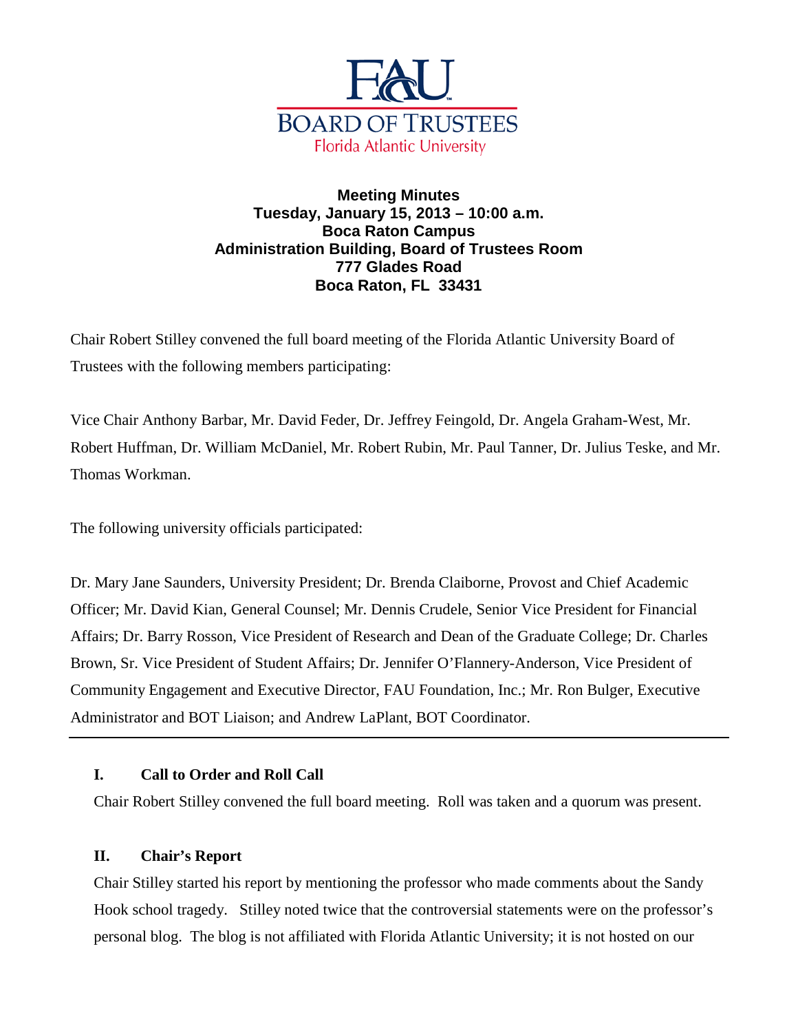FAU BOARD OF TRUSTEES
Florida Atlantic University

**Meeting Minutes**
**Tuesday, January 15, 2013 – 10:00 a.m.**
**Boca Raton Campus**
**Administration Building, Board of Trustees Room**
**777 Glades Road**
**Boca Raton, FL 33431**

Chair Robert Stilley convened the full board meeting of the Florida Atlantic University Board of Trustees with the following members participating:

Vice Chair Anthony Barbar, Mr. David Feder, Dr. Jeffrey Feingold, Dr. Angela Graham-West, Mr. Robert Huffman, Dr. William McDaniel, Mr. Robert Rubin, Mr. Paul Tanner, Dr. Julius Teske, and Mr. Thomas Workman.

The following university officials participated:

Dr. Mary Jane Saunders, University President; Dr. Brenda Claiborne, Provost and Chief Academic Officer; Mr. David Kian, General Counsel; Mr. Dennis Crudele, Senior Vice President for Financial Affairs; Dr. Barry Rosson, Vice President of Research and Dean of the Graduate College; Dr. Charles Brown, Sr. Vice President of Student Affairs; Dr. Jennifer O'Flannery-Anderson, Vice President of Community Engagement and Executive Director, FAU Foundation, Inc.; Mr. Ron Bulger, Executive Administrator and BOT Liaison; and Andrew LaPlant, BOT Coordinator.

---

## I. Call to Order and Roll Call

Chair Robert Stilley convened the full board meeting. Roll was taken and a quorum was present.

## II. Chair's Report

Chair Stilley started his report by mentioning the professor who made comments about the Sandy Hook school tragedy. Stilley noted twice that the controversial statements were on the professor's personal blog. The blog is not affiliated with Florida Atlantic University; it is not hosted on our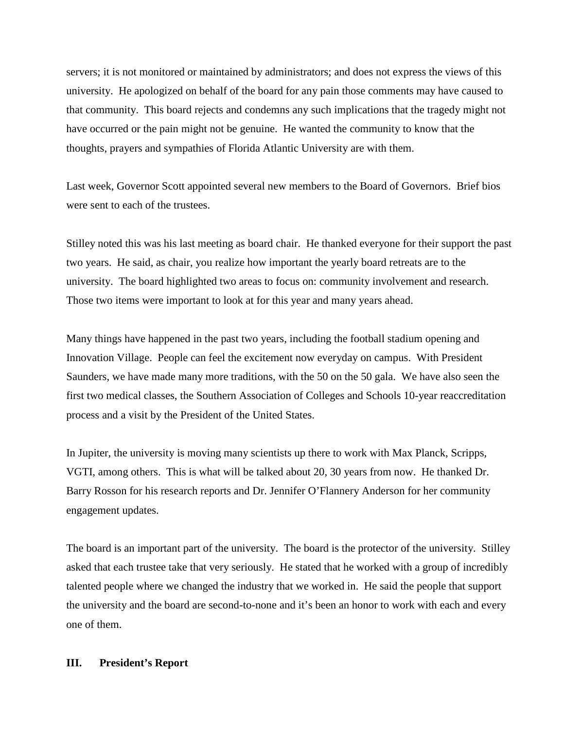servers; it is not monitored or maintained by administrators; and does not express the views of this university. He apologized on behalf of the board for any pain those comments may have caused to that community. This board rejects and condemns any such implications that the tragedy might not have occurred or the pain might not be genuine. He wanted the community to know that the thoughts, prayers and sympathies of Florida Atlantic University are with them.

Last week, Governor Scott appointed several new members to the Board of Governors. Brief bios were sent to each of the trustees.

Stilley noted this was his last meeting as board chair. He thanked everyone for their support the past two years. He said, as chair, you realize how important the yearly board retreats are to the university. The board highlighted two areas to focus on: community involvement and research. Those two items were important to look at for this year and many years ahead.

Many things have happened in the past two years, including the football stadium opening and Innovation Village. People can feel the excitement now everyday on campus. With President Saunders, we have made many more traditions, with the 50 on the 50 gala. We have also seen the first two medical classes, the Southern Association of Colleges and Schools 10-year reaccreditation process and a visit by the President of the United States.

In Jupiter, the university is moving many scientists up there to work with Max Planck, Scripps, VGTI, among others. This is what will be talked about 20, 30 years from now. He thanked Dr. Barry Rosson for his research reports and Dr. Jennifer O'Flannery Anderson for her community engagement updates.

The board is an important part of the university. The board is the protector of the university. Stilley asked that each trustee take that very seriously. He stated that he worked with a group of incredibly talented people where we changed the industry that we worked in. He said the people that support the university and the board are second-to-none and it's been an honor to work with each and every one of them.

## III. President's Report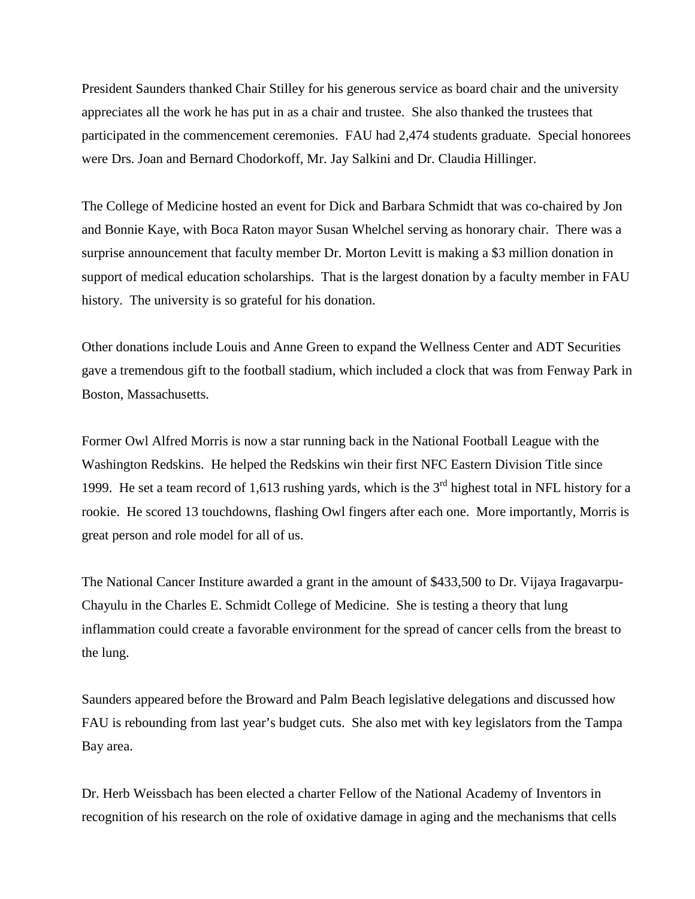President Saunders thanked Chair Stilley for his generous service as board chair and the university appreciates all the work he has put in as a chair and trustee. She also thanked the trustees that participated in the commencement ceremonies. FAU had 2,474 students graduate. Special honorees were Drs. Joan and Bernard Chodorkoff, Mr. Jay Salkini and Dr. Claudia Hillinger.

The College of Medicine hosted an event for Dick and Barbara Schmidt that was co-chaired by Jon and Bonnie Kaye, with Boca Raton mayor Susan Whelchel serving as honorary chair. There was a surprise announcement that faculty member Dr. Morton Levitt is making a $3 million donation in support of medical education scholarships. That is the largest donation by a faculty member in FAU history. The university is so grateful for his donation.

Other donations include Louis and Anne Green to expand the Wellness Center and ADT Securities gave a tremendous gift to the football stadium, which included a clock that was from Fenway Park in Boston, Massachusetts.

Former Owl Alfred Morris is now a star running back in the National Football League with the Washington Redskins. He helped the Redskins win their first NFC Eastern Division Title since 1999. He set a team record of 1,613 rushing yards, which is the 3rd highest total in NFL history for a rookie. He scored 13 touchdowns, flashing Owl fingers after each one. More importantly, Morris is great person and role model for all of us.

The National Cancer Institute awarded a grant in the amount of $433,500 to Dr. Vijaya Iragavarpu-Chayulu in the Charles E. Schmidt College of Medicine. She is testing a theory that lung inflammation could create a favorable environment for the spread of cancer cells from the breast to the lung.

Saunders appeared before the Broward and Palm Beach legislative delegations and discussed how FAU is rebounding from last year's budget cuts. She also met with key legislators from the Tampa Bay area.

Dr. Herb Weissbach has been elected a charter Fellow of the National Academy of Inventors in recognition of his research on the role of oxidative damage in aging and the mechanisms that cells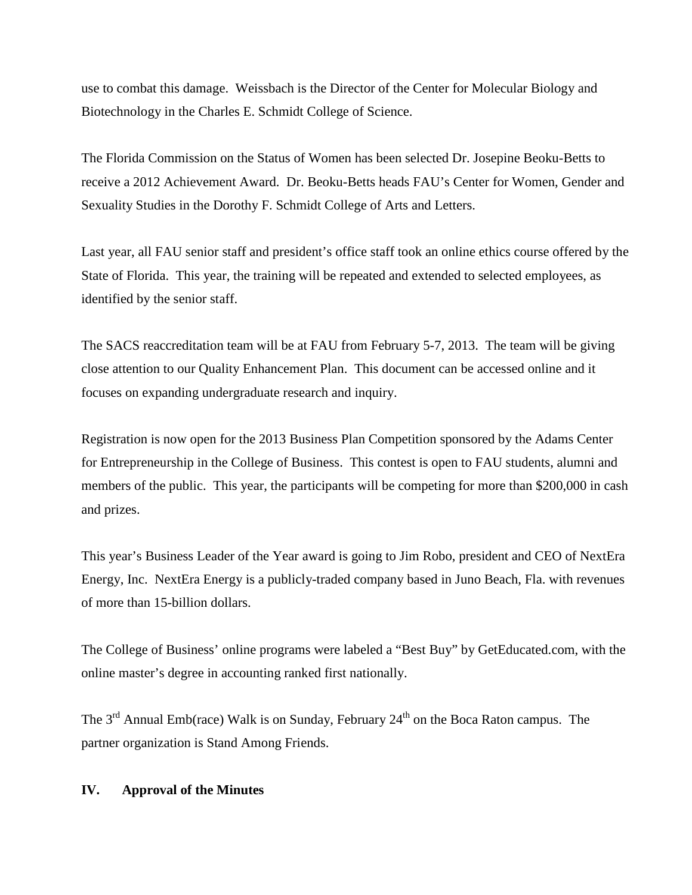use to combat this damage. Weissbach is the Director of the Center for Molecular Biology and Biotechnology in the Charles E. Schmidt College of Science.

The Florida Commission on the Status of Women has been selected Dr. Josepine Beoku-Betts to receive a 2012 Achievement Award. Dr. Beoku-Betts heads FAU's Center for Women, Gender and Sexuality Studies in the Dorothy F. Schmidt College of Arts and Letters.

Last year, all FAU senior staff and president's office staff took an online ethics course offered by the State of Florida. This year, the training will be repeated and extended to selected employees, as identified by the senior staff.

The SACS reaccreditation team will be at FAU from February 5-7, 2013. The team will be giving close attention to our Quality Enhancement Plan. This document can be accessed online and it focuses on expanding undergraduate research and inquiry.

Registration is now open for the 2013 Business Plan Competition sponsored by the Adams Center for Entrepreneurship in the College of Business. This contest is open to FAU students, alumni and members of the public. This year, the participants will be competing for more than $200,000 in cash and prizes.

This year's Business Leader of the Year award is going to Jim Robo, president and CEO of NextEra Energy, Inc. NextEra Energy is a publicly-traded company based in Juno Beach, Fla. with revenues of more than 15-billion dollars.

The College of Business' online programs were labeled a "Best Buy" by GetEducated.com, with the online master's degree in accounting ranked first nationally.

The 3rd Annual Emb(race) Walk is on Sunday, February 24th on the Boca Raton campus. The partner organization is Stand Among Friends.

**IV. Approval of the Minutes**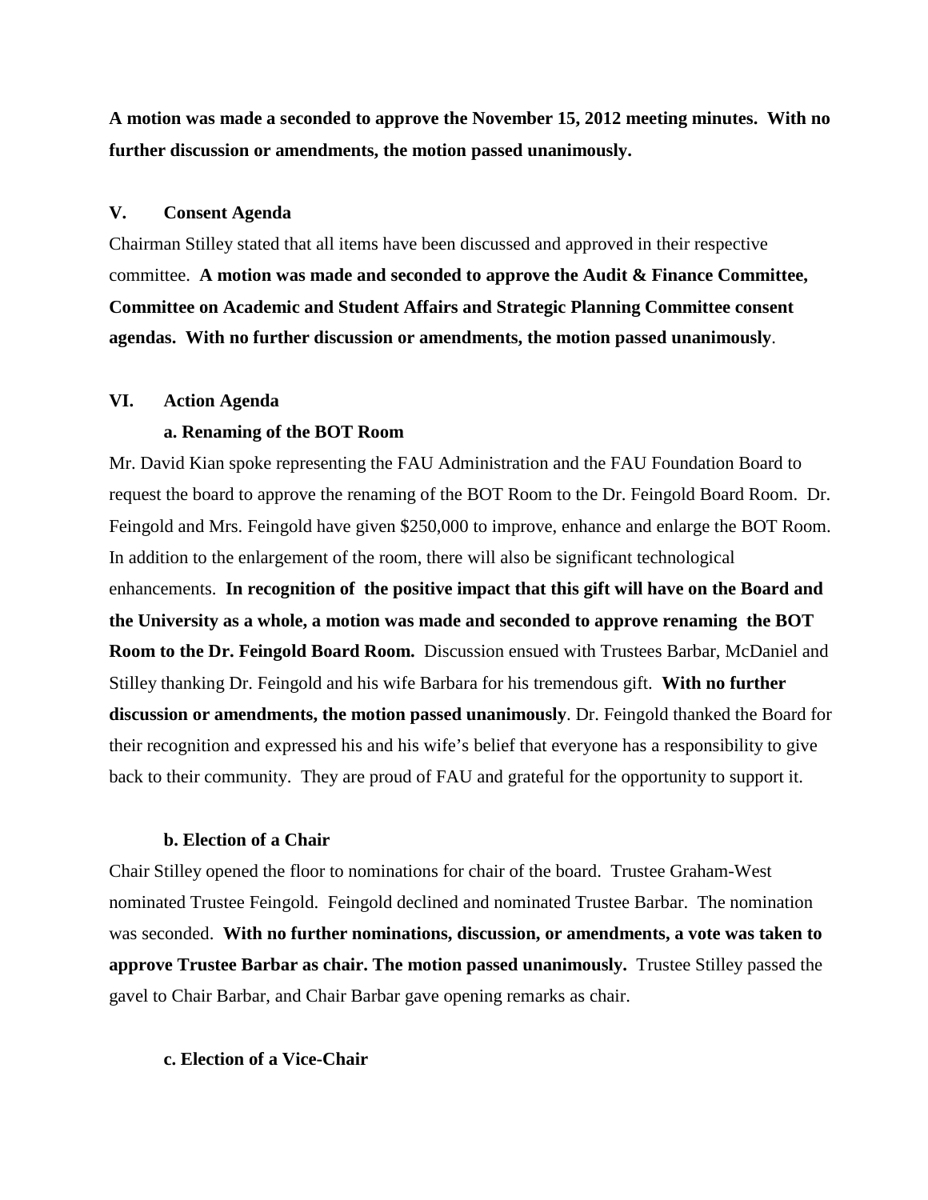**A motion was made a seconded to approve the November 15, 2012 meeting minutes. With no further discussion or amendments, the motion passed unanimously.**

## V. Consent Agenda

Chairman Stilley stated that all items have been discussed and approved in their respective committee. **A motion was made and seconded to approve the Audit & Finance Committee, Committee on Academic and Student Affairs and Strategic Planning Committee consent agendas. With no further discussion or amendments, the motion passed unanimously**.

## VI. Action Agenda

### a. Renaming of the BOT Room

Mr. David Kian spoke representing the FAU Administration and the FAU Foundation Board to request the board to approve the renaming of the BOT Room to the Dr. Feingold Board Room. Dr. Feingold and Mrs. Feingold have given $250,000 to improve, enhance and enlarge the BOT Room. In addition to the enlargement of the room, there will also be significant technological enhancements. **In recognition of the positive impact that this gift will have on the Board and the University as a whole, a motion was made and seconded to approve renaming the BOT Room to the Dr. Feingold Board Room.** Discussion ensued with Trustees Barbar, McDaniel and Stilley thanking Dr. Feingold and his wife Barbara for his tremendous gift. **With no further discussion or amendments, the motion passed unanimously**. Dr. Feingold thanked the Board for their recognition and expressed his and his wife's belief that everyone has a responsibility to give back to their community. They are proud of FAU and grateful for the opportunity to support it.

### b. Election of a Chair

Chair Stilley opened the floor to nominations for chair of the board. Trustee Graham-West nominated Trustee Feingold. Feingold declined and nominated Trustee Barbar. The nomination was seconded. **With no further nominations, discussion, or amendments, a vote was taken to approve Trustee Barbar as chair. The motion passed unanimously.** Trustee Stilley passed the gavel to Chair Barbar, and Chair Barbar gave opening remarks as chair.

### c. Election of a Vice-Chair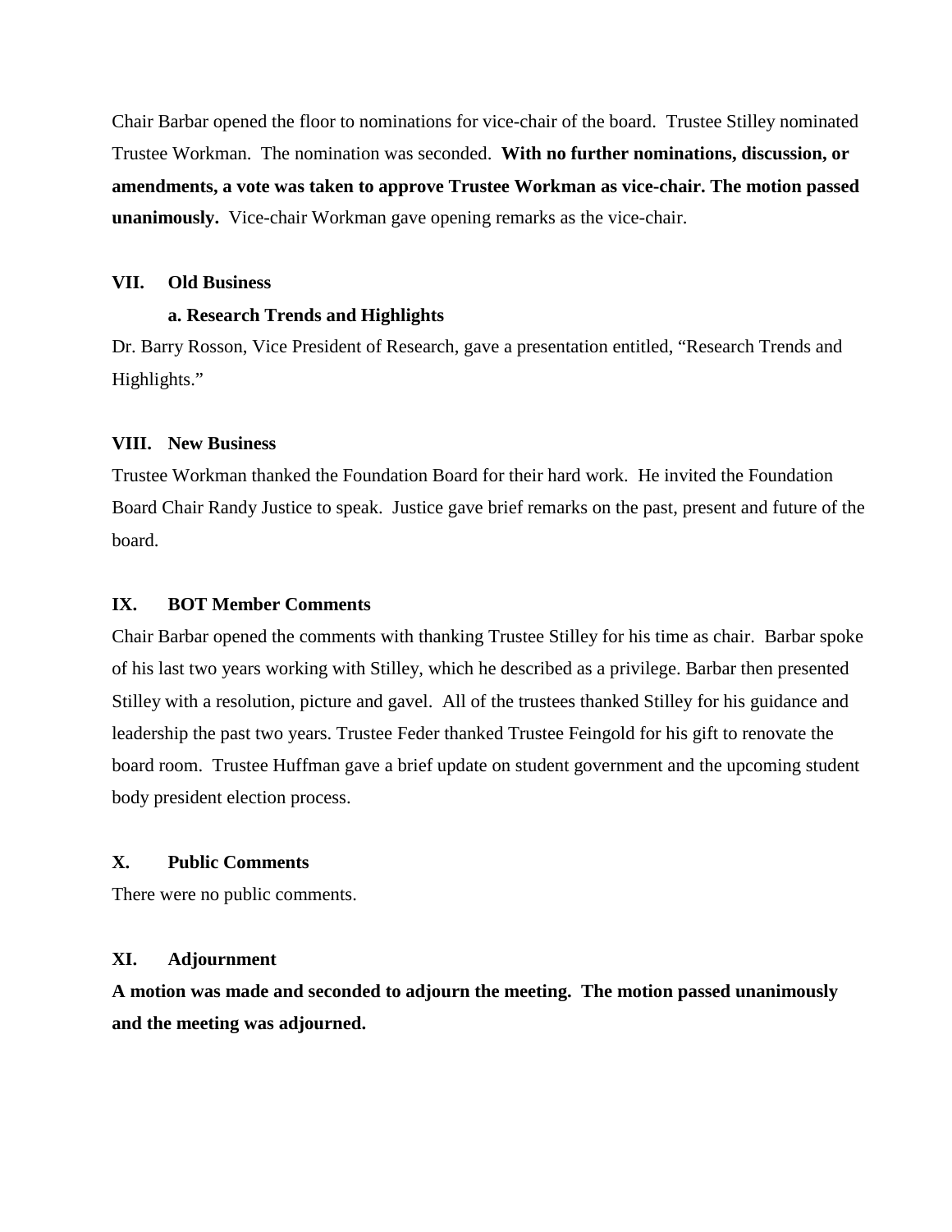Chair Barbar opened the floor to nominations for vice-chair of the board. Trustee Stilley nominated Trustee Workman. The nomination was seconded. **With no further nominations, discussion, or amendments, a vote was taken to approve Trustee Workman as vice-chair. The motion passed unanimously.** Vice-chair Workman gave opening remarks as the vice-chair.

**VII. Old Business**

**a. Research Trends and Highlights**

Dr. Barry Rosson, Vice President of Research, gave a presentation entitled, "Research Trends and Highlights."

**VIII. New Business**

Trustee Workman thanked the Foundation Board for their hard work. He invited the Foundation Board Chair Randy Justice to speak. Justice gave brief remarks on the past, present and future of the board.

**IX. BOT Member Comments**

Chair Barbar opened the comments with thanking Trustee Stilley for his time as chair. Barbar spoke of his last two years working with Stilley, which he described as a privilege. Barbar then presented Stilley with a resolution, picture and gavel. All of the trustees thanked Stilley for his guidance and leadership the past two years. Trustee Feder thanked Trustee Feingold for his gift to renovate the board room. Trustee Huffman gave a brief update on student government and the upcoming student body president election process.

**X. Public Comments**

There were no public comments.

**XI. Adjournment**

**A motion was made and seconded to adjourn the meeting. The motion passed unanimously and the meeting was adjourned.**